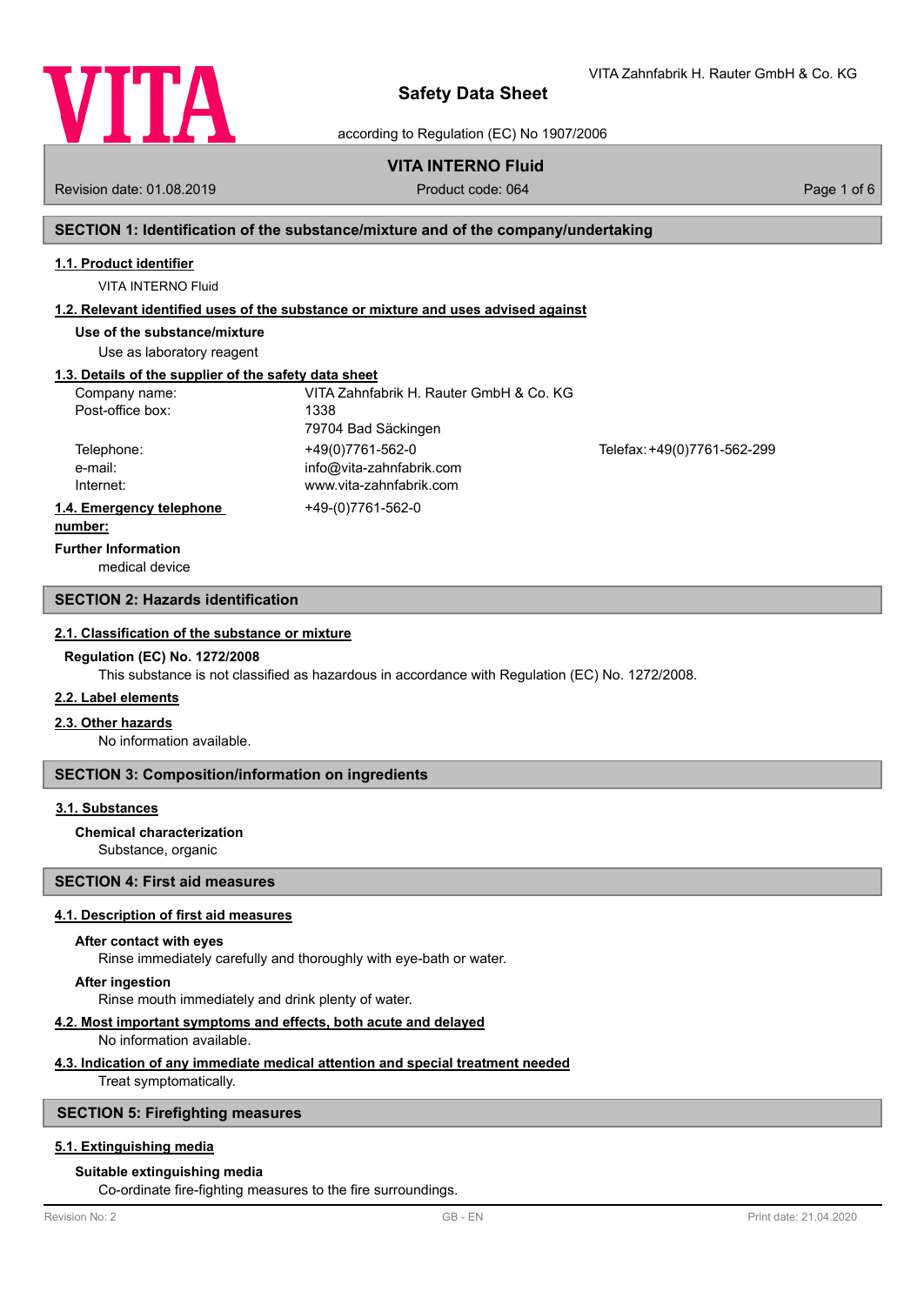# Safety Data Sheet

according to Regulation (EC) No 1907/2006

## VITA INTERNO Fluid

Revision date: 01.08.2019 | Product code: 064

## SECTION 1: Identification of the substance/mixture and of the company/undertaking

### 1.1. Product identifier

VITA INTERNO Fluid

### 1.2. Relevant identified uses of the substance or mixture and uses advised against

**Use of the substance/mixture**

Use as laboratory reagent

### 1.3. Details of the supplier of the safety data sheet

| | | |
|---|---|---|
| Company name: | VITA Zahnfabrik H. Rauter GmbH & Co. KG | |
| Post-office box: | 1338 | |
| | 79704 Bad Säckingen | |
| Telephone: | +49(0)7761-562-0 | Telefax: +49(0)7761-562-299 |
| e-mail: | info@vita-zahnfabrik.com | |
| Internet: | www.vita-zahnfabrik.com | |

### 1.4. Emergency telephone number:

+49-(0)7761-562-0

**Further Information**

medical device

## SECTION 2: Hazards identification

### 2.1. Classification of the substance or mixture

**Regulation (EC) No. 1272/2008**

This substance is not classified as hazardous in accordance with Regulation (EC) No. 1272/2008.

### 2.2. Label elements

### 2.3. Other hazards

No information available.

## SECTION 3: Composition/information on ingredients

### 3.1. Substances

**Chemical characterization**

Substance, organic

## SECTION 4: First aid measures

### 4.1. Description of first aid measures

**After contact with eyes**

Rinse immediately carefully and thoroughly with eye-bath or water.

**After ingestion**

Rinse mouth immediately and drink plenty of water.

### 4.2. Most important symptoms and effects, both acute and delayed

No information available.

### 4.3. Indication of any immediate medical attention and special treatment needed

Treat symptomatically.

## SECTION 5: Firefighting measures

### 5.1. Extinguishing media

**Suitable extinguishing media**

Co-ordinate fire-fighting measures to the fire surroundings.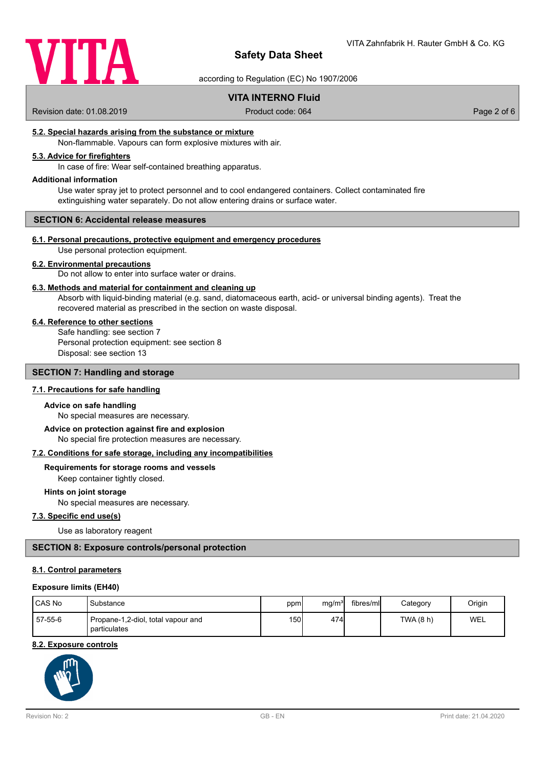#### 5.2. Special hazards arising from the substance or mixture

Non-flammable. Vapours can form explosive mixtures with air.

#### 5.3. Advice for firefighters

In case of fire: Wear self-contained breathing apparatus.

**Additional information**

Use water spray jet to protect personnel and to cool endangered containers. Collect contaminated fire extinguishing water separately. Do not allow entering drains or surface water.

## SECTION 6: Accidental release measures

#### 6.1. Personal precautions, protective equipment and emergency procedures

Use personal protection equipment.

#### 6.2. Environmental precautions

Do not allow to enter into surface water or drains.

#### 6.3. Methods and material for containment and cleaning up

Absorb with liquid-binding material (e.g. sand, diatomaceous earth, acid- or universal binding agents). Treat the recovered material as prescribed in the section on waste disposal.

#### 6.4. Reference to other sections

Safe handling: see section 7
Personal protection equipment: see section 8
Disposal: see section 13

## SECTION 7: Handling and storage

#### 7.1. Precautions for safe handling

**Advice on safe handling**

No special measures are necessary.

**Advice on protection against fire and explosion**

No special fire protection measures are necessary.

#### 7.2. Conditions for safe storage, including any incompatibilities

**Requirements for storage rooms and vessels**

Keep container tightly closed.

**Hints on joint storage**

No special measures are necessary.

#### 7.3. Specific end use(s)

Use as laboratory reagent

## SECTION 8: Exposure controls/personal protection

#### 8.1. Control parameters

**Exposure limits (EH40)**

| CAS No | Substance | ppm | mg/m³ | fibres/ml | Category | Origin |
|---|---|---|---|---|---|---|
| 57-55-6 | Propane-1,2-diol, total vapour and particulates | 150 | 474 | | TWA (8 h) | WEL |

#### 8.2. Exposure controls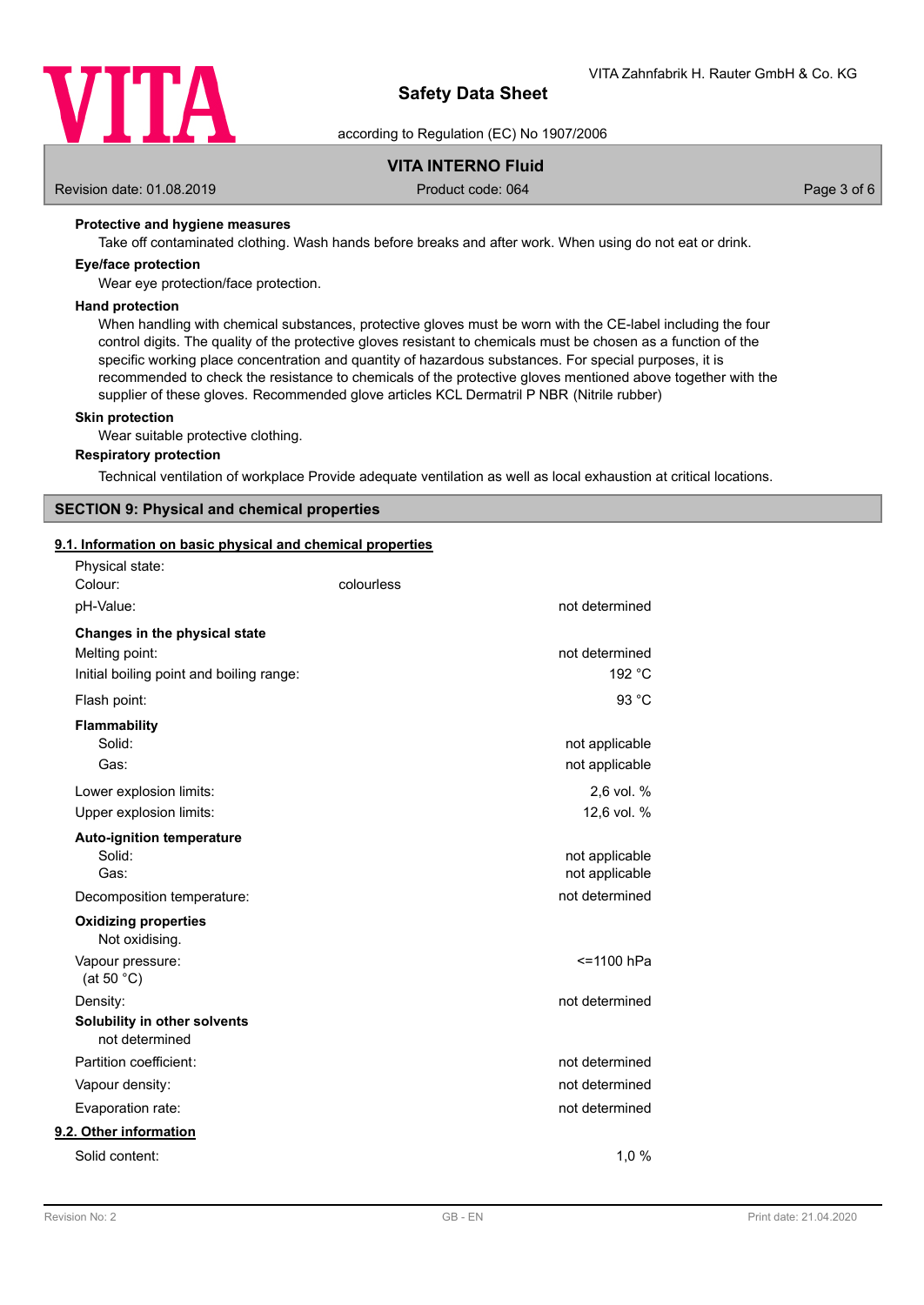**Protective and hygiene measures**

Take off contaminated clothing. Wash hands before breaks and after work. When using do not eat or drink.

**Eye/face protection**

Wear eye protection/face protection.

**Hand protection**

When handling with chemical substances, protective gloves must be worn with the CE-label including the four control digits. The quality of the protective gloves resistant to chemicals must be chosen as a function of the specific working place concentration and quantity of hazardous substances. For special purposes, it is recommended to check the resistance to chemicals of the protective gloves mentioned above together with the supplier of these gloves. Recommended glove articles KCL Dermatril P NBR (Nitrile rubber)

**Skin protection**

Wear suitable protective clothing.

**Respiratory protection**

Technical ventilation of workplace Provide adequate ventilation as well as local exhaustion at critical locations.

## SECTION 9: Physical and chemical properties

### 9.1. Information on basic physical and chemical properties

Physical state:

Colour: colourless

| | |
|---|---|
| pH-Value: | not determined |
| **Changes in the physical state** | |
| Melting point: | not determined |
| Initial boiling point and boiling range: | 192 °C |
| Flash point: | 93 °C |
| **Flammability** | |
| Solid: | not applicable |
| Gas: | not applicable |
| Lower explosion limits: | 2,6 vol. % |
| Upper explosion limits: | 12,6 vol. % |
| **Auto-ignition temperature** | |
| Solid: | not applicable |
| Gas: | not applicable |
| Decomposition temperature: | not determined |

**Oxidizing properties**

Not oxidising.

| | |
|---|---|
| Vapour pressure: (at 50 °C) | <=1100 hPa |
| Density: | not determined |

**Solubility in other solvents**

not determined

| | |
|---|---|
| Partition coefficient: | not determined |
| Vapour density: | not determined |
| Evaporation rate: | not determined |

### 9.2. Other information

| | |
|---|---|
| Solid content: | 1,0 % |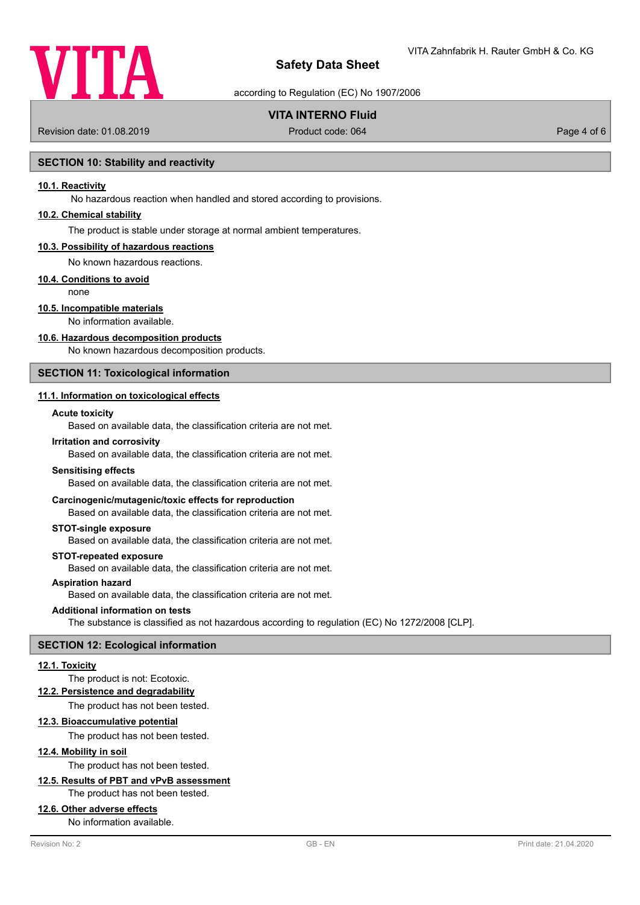## SECTION 10: Stability and reactivity

### 10.1. Reactivity

No hazardous reaction when handled and stored according to provisions.

### 10.2. Chemical stability

The product is stable under storage at normal ambient temperatures.

### 10.3. Possibility of hazardous reactions

No known hazardous reactions.

### 10.4. Conditions to avoid

none

### 10.5. Incompatible materials

No information available.

### 10.6. Hazardous decomposition products

No known hazardous decomposition products.

## SECTION 11: Toxicological information

### 11.1. Information on toxicological effects

**Acute toxicity**

Based on available data, the classification criteria are not met.

**Irritation and corrosivity**

Based on available data, the classification criteria are not met.

**Sensitising effects**

Based on available data, the classification criteria are not met.

**Carcinogenic/mutagenic/toxic effects for reproduction**

Based on available data, the classification criteria are not met.

**STOT-single exposure**

Based on available data, the classification criteria are not met.

**STOT-repeated exposure**

Based on available data, the classification criteria are not met.

**Aspiration hazard**

Based on available data, the classification criteria are not met.

**Additional information on tests**

The substance is classified as not hazardous according to regulation (EC) No 1272/2008 [CLP].

## SECTION 12: Ecological information

### 12.1. Toxicity

The product is not: Ecotoxic.

### 12.2. Persistence and degradability

The product has not been tested.

### 12.3. Bioaccumulative potential

The product has not been tested.

### 12.4. Mobility in soil

The product has not been tested.

### 12.5. Results of PBT and vPvB assessment

The product has not been tested.

### 12.6. Other adverse effects

No information available.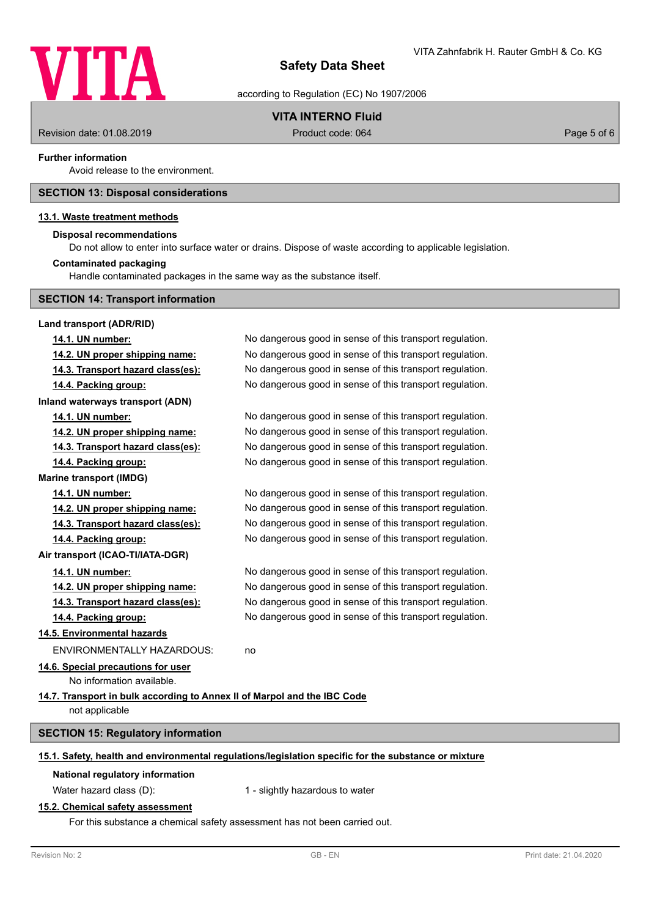**Further information**

Avoid release to the environment.

## SECTION 13: Disposal considerations

### 13.1. Waste treatment methods

**Disposal recommendations**

Do not allow to enter into surface water or drains. Dispose of waste according to applicable legislation.

**Contaminated packaging**

Handle contaminated packages in the same way as the substance itself.

## SECTION 14: Transport information

**Land transport (ADR/RID)**

| | |
|---|---|
| **14.1. UN number:** | No dangerous good in sense of this transport regulation. |
| **14.2. UN proper shipping name:** | No dangerous good in sense of this transport regulation. |
| **14.3. Transport hazard class(es):** | No dangerous good in sense of this transport regulation. |
| **14.4. Packing group:** | No dangerous good in sense of this transport regulation. |

**Inland waterways transport (ADN)**

| | |
|---|---|
| **14.1. UN number:** | No dangerous good in sense of this transport regulation. |
| **14.2. UN proper shipping name:** | No dangerous good in sense of this transport regulation. |
| **14.3. Transport hazard class(es):** | No dangerous good in sense of this transport regulation. |
| **14.4. Packing group:** | No dangerous good in sense of this transport regulation. |

**Marine transport (IMDG)**

| | |
|---|---|
| **14.1. UN number:** | No dangerous good in sense of this transport regulation. |
| **14.2. UN proper shipping name:** | No dangerous good in sense of this transport regulation. |
| **14.3. Transport hazard class(es):** | No dangerous good in sense of this transport regulation. |
| **14.4. Packing group:** | No dangerous good in sense of this transport regulation. |

**Air transport (ICAO-TI/IATA-DGR)**

| | |
|---|---|
| **14.1. UN number:** | No dangerous good in sense of this transport regulation. |
| **14.2. UN proper shipping name:** | No dangerous good in sense of this transport regulation. |
| **14.3. Transport hazard class(es):** | No dangerous good in sense of this transport regulation. |
| **14.4. Packing group:** | No dangerous good in sense of this transport regulation. |

### 14.5. Environmental hazards

ENVIRONMENTALLY HAZARDOUS: no

### 14.6. Special precautions for user

No information available.

### 14.7. Transport in bulk according to Annex II of Marpol and the IBC Code

not applicable

## SECTION 15: Regulatory information

### 15.1. Safety, health and environmental regulations/legislation specific for the substance or mixture

**National regulatory information**

Water hazard class (D): 1 - slightly hazardous to water

### 15.2. Chemical safety assessment

For this substance a chemical safety assessment has not been carried out.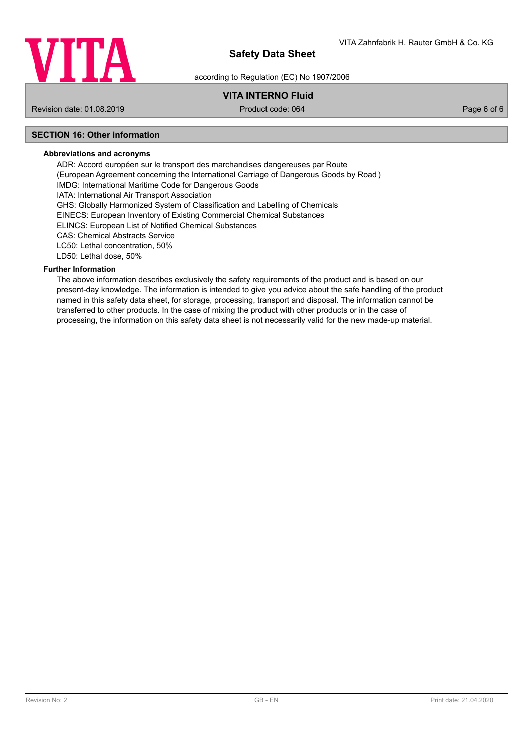## SECTION 16: Other information

### Abbreviations and acronyms

ADR: Accord européen sur le transport des marchandises dangereuses par Route
(European Agreement concerning the International Carriage of Dangerous Goods by Road )
IMDG: International Maritime Code for Dangerous Goods
IATA: International Air Transport Association
GHS: Globally Harmonized System of Classification and Labelling of Chemicals
EINECS: European Inventory of Existing Commercial Chemical Substances
ELINCS: European List of Notified Chemical Substances
CAS: Chemical Abstracts Service
LC50: Lethal concentration, 50%
LD50: Lethal dose, 50%

### Further Information

The above information describes exclusively the safety requirements of the product and is based on our present-day knowledge. The information is intended to give you advice about the safe handling of the product named in this safety data sheet, for storage, processing, transport and disposal. The information cannot be transferred to other products. In the case of mixing the product with other products or in the case of processing, the information on this safety data sheet is not necessarily valid for the new made-up material.